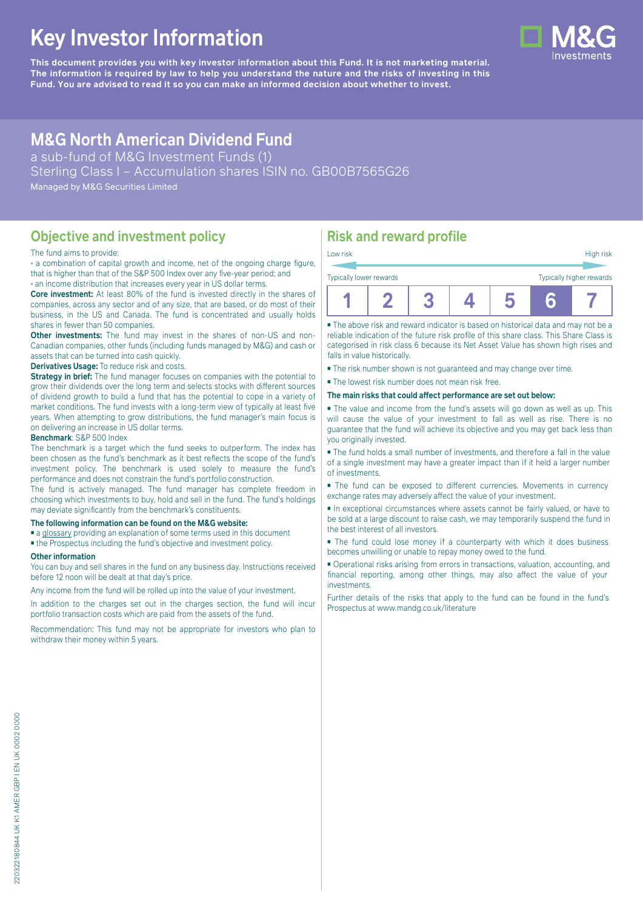# Key Investor Information

**This document provides you with key investor information about this Fund. It is not marketing material. The information is required by law to help you understand the nature and the risks of investing in this Fund. You are advised to read it so you can make an informed decision about whether to invest.**

## M&G North American Dividend Fund

a sub-fund of M&G Investment Funds (1)
Sterling Class I – Accumulation shares ISIN no. GB00B7565G26
Managed by M&G Securities Limited

## Objective and investment policy

The fund aims to provide:

- a combination of capital growth and income, net of the ongoing charge figure, that is higher than that of the S&P 500 Index over any five-year period; and
- an income distribution that increases every year in US dollar terms.

**Core investment:** At least 80% of the fund is invested directly in the shares of companies, across any sector and of any size, that are based, or do most of their business, in the US and Canada. The fund is concentrated and usually holds shares in fewer than 50 companies.

**Other investments:** The fund may invest in the shares of non-US and non-Canadian companies, other funds (including funds managed by M&G) and cash or assets that can be turned into cash quickly.

**Derivatives Usage:** To reduce risk and costs.

**Strategy in brief:** The fund manager focuses on companies with the potential to grow their dividends over the long term and selects stocks with different sources of dividend growth to build a fund that has the potential to cope in a variety of market conditions. The fund invests with a long-term view of typically at least five years. When attempting to grow distributions, the fund manager's main focus is on delivering an increase in US dollar terms.

**Benchmark**: S&P 500 Index

The benchmark is a target which the fund seeks to outperform. The index has been chosen as the fund's benchmark as it best reflects the scope of the fund's investment policy. The benchmark is used solely to measure the fund's performance and does not constrain the fund's portfolio construction.

The fund is actively managed. The fund manager has complete freedom in choosing which investments to buy, hold and sell in the fund. The fund's holdings may deviate significantly from the benchmark's constituents.

**The following information can be found on the M&G website:**

- a glossary providing an explanation of some terms used in this document
- the Prospectus including the fund's objective and investment policy.

**Other information**

You can buy and sell shares in the fund on any business day. Instructions received before 12 noon will be dealt at that day's price.

Any income from the fund will be rolled up into the value of your investment.

In addition to the charges set out in the charges section, the fund will incur portfolio transaction costs which are paid from the assets of the fund.

Recommendation: This fund may not be appropriate for investors who plan to withdraw their money within 5 years.

## Risk and reward profile

Low risk — High risk

Typically lower rewards — Typically higher rewards

| 1 | 2 | 3 | 4 | 5 | **6** | 7 |
|---|---|---|---|---|---|---|

- The above risk and reward indicator is based on historical data and may not be a reliable indication of the future risk profile of this share class. This Share Class is categorised in risk class 6 because its Net Asset Value has shown high rises and falls in value historically.
- The risk number shown is not guaranteed and may change over time.
- The lowest risk number does not mean risk free.

**The main risks that could affect performance are set out below:**

- The value and income from the fund's assets will go down as well as up. This will cause the value of your investment to fall as well as rise. There is no guarantee that the fund will achieve its objective and you may get back less than you originally invested.
- The fund holds a small number of investments, and therefore a fall in the value of a single investment may have a greater impact than if it held a larger number of investments.
- The fund can be exposed to different currencies. Movements in currency exchange rates may adversely affect the value of your investment.
- In exceptional circumstances where assets cannot be fairly valued, or have to be sold at a large discount to raise cash, we may temporarily suspend the fund in the best interest of all investors.
- The fund could lose money if a counterparty with which it does business becomes unwilling or unable to repay money owed to the fund.
- Operational risks arising from errors in transactions, valuation, accounting, and financial reporting, among other things, may also affect the value of your investments.

Further details of the risks that apply to the fund can be found in the fund's Prospectus at www.mandg.co.uk/literature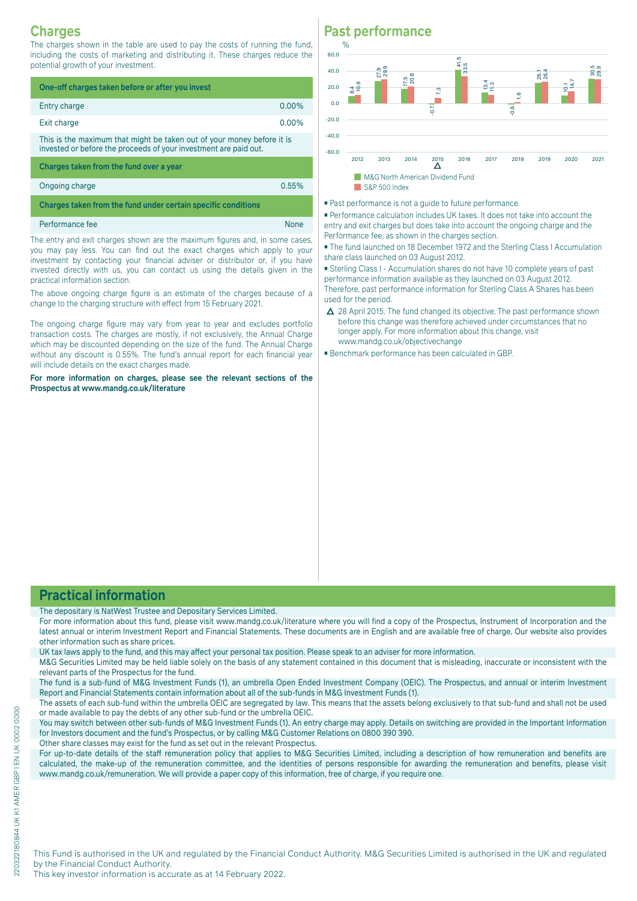## Charges

The charges shown in the table are used to pay the costs of running the fund, including the costs of marketing and distributing it. These charges reduce the potential growth of your investment.

| One-off charges taken before or after you invest | |
|---|---|
| Entry charge | 0.00% |
| Exit charge | 0.00% |
| This is the maximum that might be taken out of your money before it is invested or before the proceeds of your investment are paid out. | |
| **Charges taken from the fund over a year** | |
| Ongoing charge | 0.55% |
| **Charges taken from the fund under certain specific conditions** | |
| Performance fee | None |

The entry and exit charges shown are the maximum figures and, in some cases, you may pay less. You can find out the exact charges which apply to your investment by contacting your financial adviser or distributor or, if you have invested directly with us, you can contact us using the details given in the practical information section.

The above ongoing charge figure is an estimate of the charges because of a change to the charging structure with effect from 15 February 2021.

The ongoing charge figure may vary from year to year and excludes portfolio transaction costs. The charges are mostly, if not exclusively, the Annual Charge which may be discounted depending on the size of the fund. The Annual Charge without any discount is 0.55%. The fund's annual report for each financial year will include details on the exact charges made.

**For more information on charges, please see the relevant sections of the Prospectus at www.mandg.co.uk/literature**

## Past performance

%

60.0
40.0
20.0
0.0
-20.0
-40.0
-60.0

2012: 8.4, 10.9
2013: 27.9, 29.9
2014: 17.5, 20.8
2015: -0.7, 7.3
2016: 41.5, 33.5
2017: 13.4, 11.3
2018: -0.6, 1.6
2019: 26.1, 26.4
2020: 10.1, 14.7
2021: 30.5, 29.9

M&G North American Dividend Fund
S&P 500 Index

- Past performance is not a guide to future performance.
- Performance calculation includes UK taxes. It does not take into account the entry and exit charges but does take into account the ongoing charge and the Performance fee, as shown in the charges section.
- The fund launched on 18 December 1972 and the Sterling Class I Accumulation share class launched on 03 August 2012.
- Sterling Class I - Accumulation shares do not have 10 complete years of past performance information available as they launched on 03 August 2012. Therefore, past performance information for Sterling Class A Shares has been used for the period.
- △ 28 April 2015. The fund changed its objective. The past performance shown before this change was therefore achieved under circumstances that no longer apply. For more information about this change, visit www.mandg.co.uk/objectivechange
- Benchmark performance has been calculated in GBP.

## Practical information

The depositary is NatWest Trustee and Depositary Services Limited.

For more information about this fund, please visit www.mandg.co.uk/literature where you will find a copy of the Prospectus, Instrument of Incorporation and the latest annual or interim Investment Report and Financial Statements. These documents are in English and are available free of charge. Our website also provides other information such as share prices.

UK tax laws apply to the fund, and this may affect your personal tax position. Please speak to an adviser for more information.

M&G Securities Limited may be held liable solely on the basis of any statement contained in this document that is misleading, inaccurate or inconsistent with the relevant parts of the Prospectus for the fund.

The fund is a sub-fund of M&G Investment Funds (1), an umbrella Open Ended Investment Company (OEIC). The Prospectus, and annual or interim Investment Report and Financial Statements contain information about all of the sub-funds in M&G Investment Funds (1).

The assets of each sub-fund within the umbrella OEIC are segregated by law. This means that the assets belong exclusively to that sub-fund and shall not be used or made available to pay the debts of any other sub-fund or the umbrella OEIC.

You may switch between other sub-funds of M&G Investment Funds (1). An entry charge may apply. Details on switching are provided in the Important Information for Investors document and the fund's Prospectus, or by calling M&G Customer Relations on 0800 390 390.

Other share classes may exist for the fund as set out in the relevant Prospectus.

For up-to-date details of the staff remuneration policy that applies to M&G Securities Limited, including a description of how remuneration and benefits are calculated, the make-up of the remuneration committee, and the identities of persons responsible for awarding the remuneration and benefits, please visit www.mandg.co.uk/remuneration. We will provide a paper copy of this information, free of charge, if you require one.

This Fund is authorised in the UK and regulated by the Financial Conduct Authority. M&G Securities Limited is authorised in the UK and regulated by the Financial Conduct Authority.
This key investor information is accurate as at 14 February 2022.

22032218084 UK K1 AMER GBP I EN UK 0002 0000